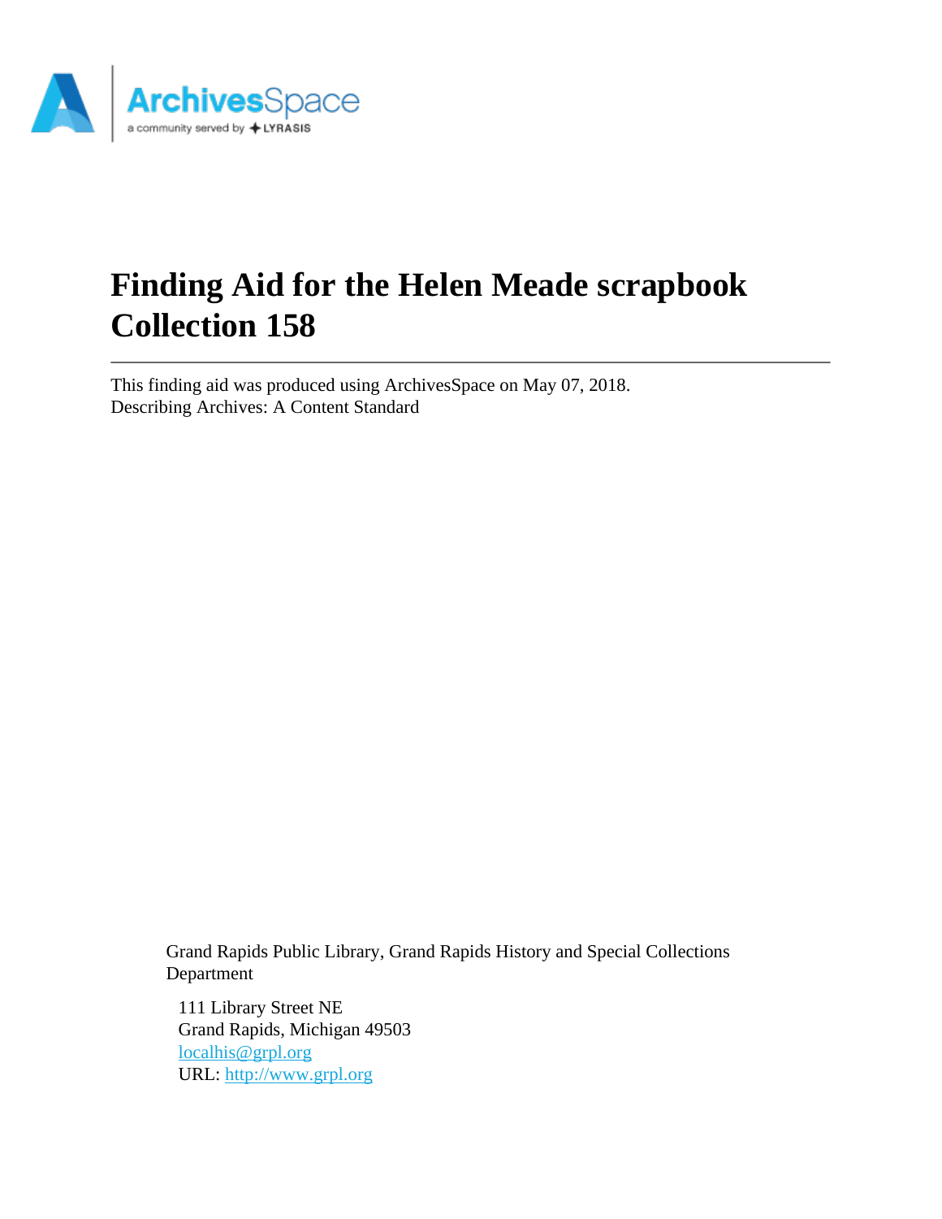# Finding Aid for the Helen Meade scrapbook Collection 158

This finding aid was produced using ArchivesSpace on May 07, 2018.
Describing Archives: A Content Standard

Grand Rapids Public Library, Grand Rapids History and Special Collections Department

111 Library Street NE
Grand Rapids, Michigan 49503
localhis@grpl.org
URL: http://www.grpl.org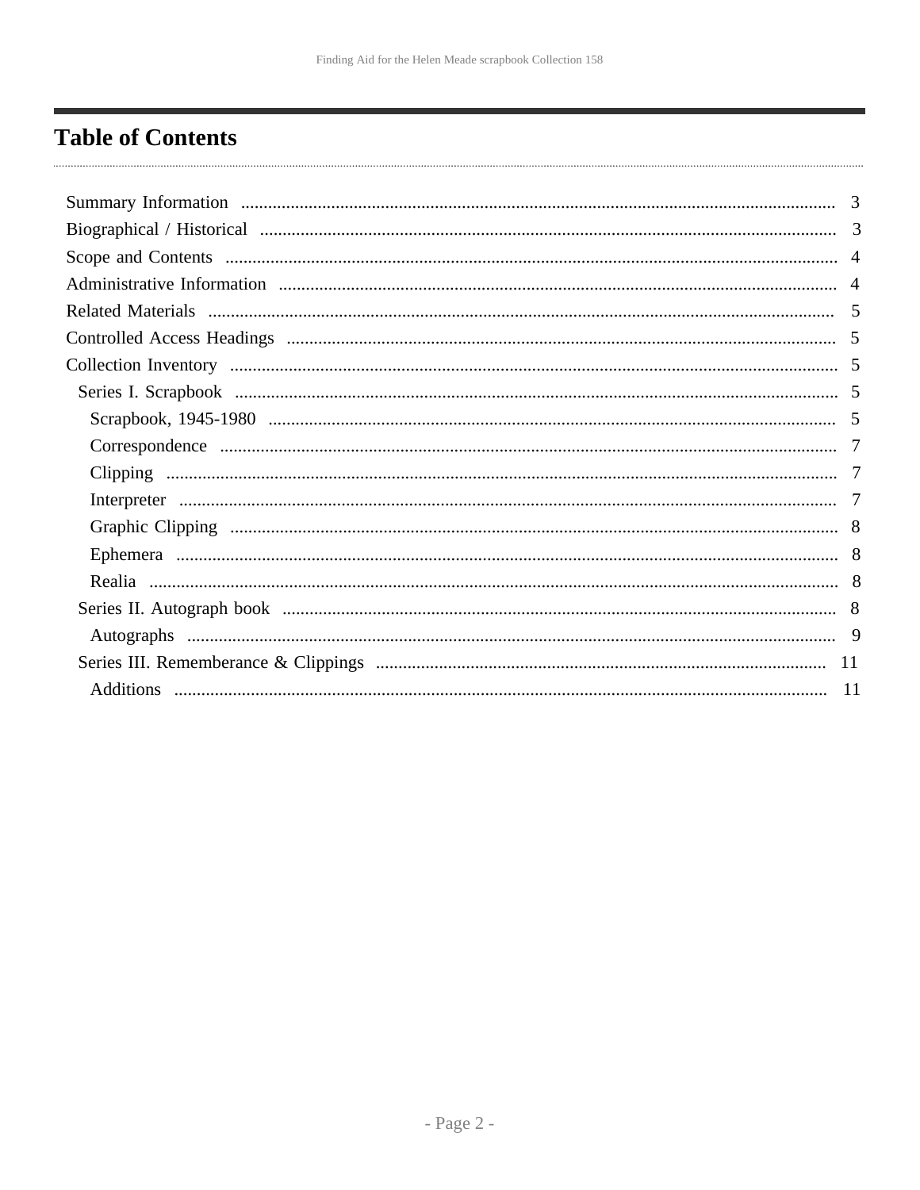# Table of Contents

- Summary Information ..... 3
- Biographical / Historical ..... 3
- Scope and Contents ..... 4
- Administrative Information ..... 4
- Related Materials ..... 5
- Controlled Access Headings ..... 5
- Collection Inventory ..... 5
  - Series I. Scrapbook ..... 5
    - Scrapbook, 1945-1980 ..... 5
    - Correspondence ..... 7
    - Clipping ..... 7
    - Interpreter ..... 7
    - Graphic Clipping ..... 8
    - Ephemera ..... 8
    - Realia ..... 8
  - Series II. Autograph book ..... 8
    - Autographs ..... 9
  - Series III. Rememberance & Clippings ..... 11
    - Additions ..... 11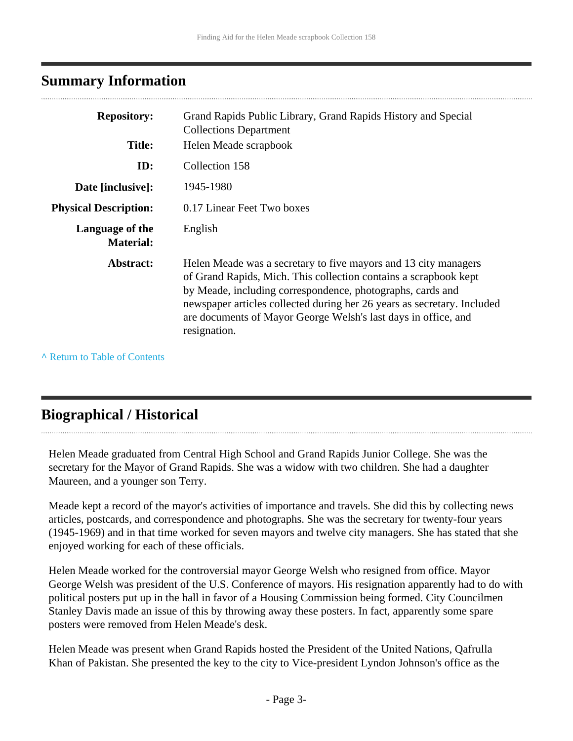## Summary Information

| | |
|---|---|
| **Repository:** | Grand Rapids Public Library, Grand Rapids History and Special Collections Department |
| **Title:** | Helen Meade scrapbook |
| **ID:** | Collection 158 |
| **Date [inclusive]:** | 1945-1980 |
| **Physical Description:** | 0.17 Linear Feet Two boxes |
| **Language of the Material:** | English |
| **Abstract:** | Helen Meade was a secretary to five mayors and 13 city managers of Grand Rapids, Mich. This collection contains a scrapbook kept by Meade, including correspondence, photographs, cards and newspaper articles collected during her 26 years as secretary. Included are documents of Mayor George Welsh's last days in office, and resignation. |

^ Return to Table of Contents

## Biographical / Historical

Helen Meade graduated from Central High School and Grand Rapids Junior College. She was the secretary for the Mayor of Grand Rapids. She was a widow with two children. She had a daughter Maureen, and a younger son Terry.

Meade kept a record of the mayor's activities of importance and travels. She did this by collecting news articles, postcards, and correspondence and photographs. She was the secretary for twenty-four years (1945-1969) and in that time worked for seven mayors and twelve city managers. She has stated that she enjoyed working for each of these officials.

Helen Meade worked for the controversial mayor George Welsh who resigned from office. Mayor George Welsh was president of the U.S. Conference of mayors. His resignation apparently had to do with political posters put up in the hall in favor of a Housing Commission being formed. City Councilmen Stanley Davis made an issue of this by throwing away these posters. In fact, apparently some spare posters were removed from Helen Meade's desk.

Helen Meade was present when Grand Rapids hosted the President of the United Nations, Qafrulla Khan of Pakistan. She presented the key to the city to Vice-president Lyndon Johnson's office as the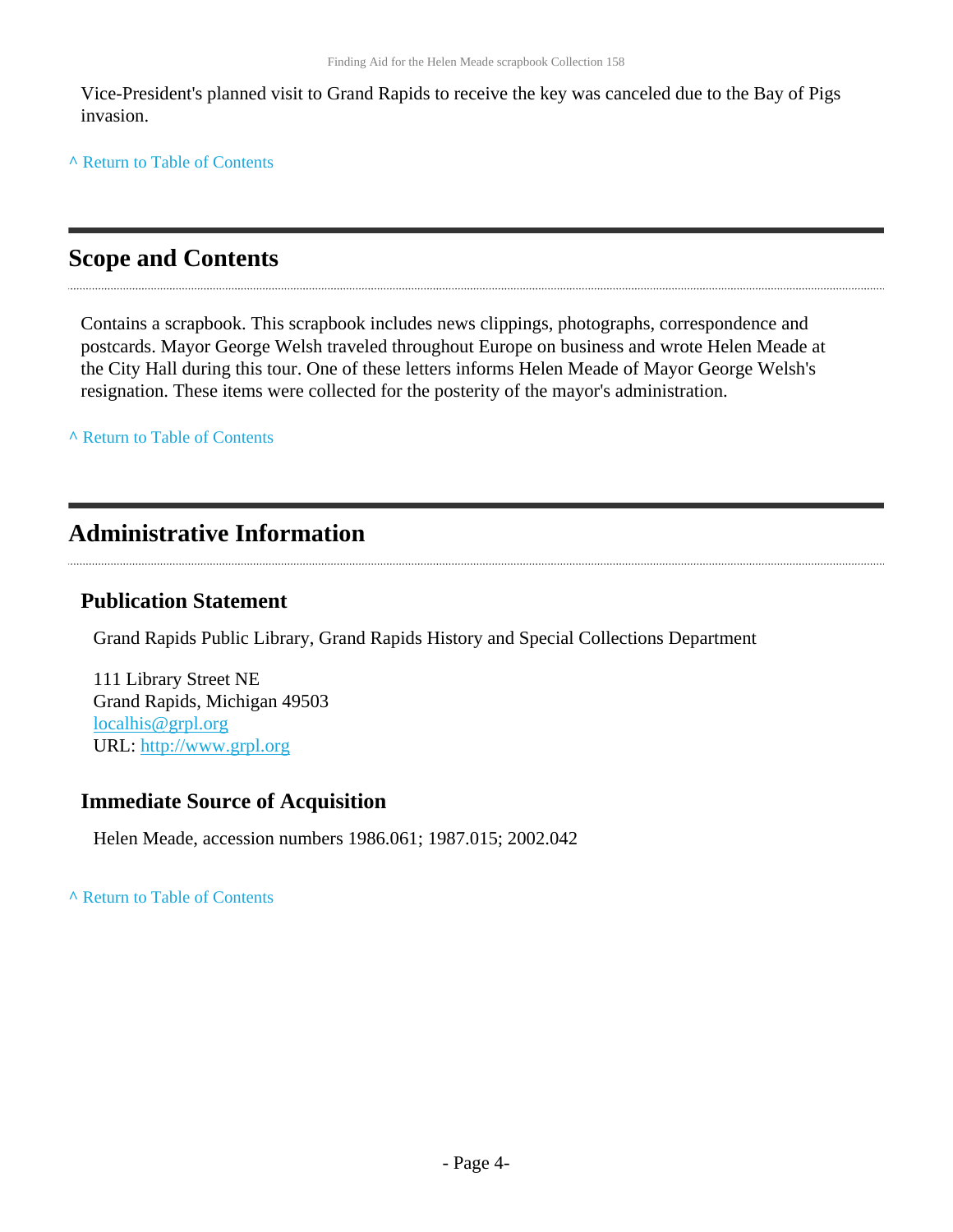Vice-President's planned visit to Grand Rapids to receive the key was canceled due to the Bay of Pigs invasion.

^ Return to Table of Contents

## Scope and Contents

Contains a scrapbook. This scrapbook includes news clippings, photographs, correspondence and postcards. Mayor George Welsh traveled throughout Europe on business and wrote Helen Meade at the City Hall during this tour. One of these letters informs Helen Meade of Mayor George Welsh's resignation. These items were collected for the posterity of the mayor's administration.

^ Return to Table of Contents

## Administrative Information

### Publication Statement

Grand Rapids Public Library, Grand Rapids History and Special Collections Department

111 Library Street NE
Grand Rapids, Michigan 49503
localhis@grpl.org
URL: http://www.grpl.org

### Immediate Source of Acquisition

Helen Meade, accession numbers 1986.061; 1987.015; 2002.042

^ Return to Table of Contents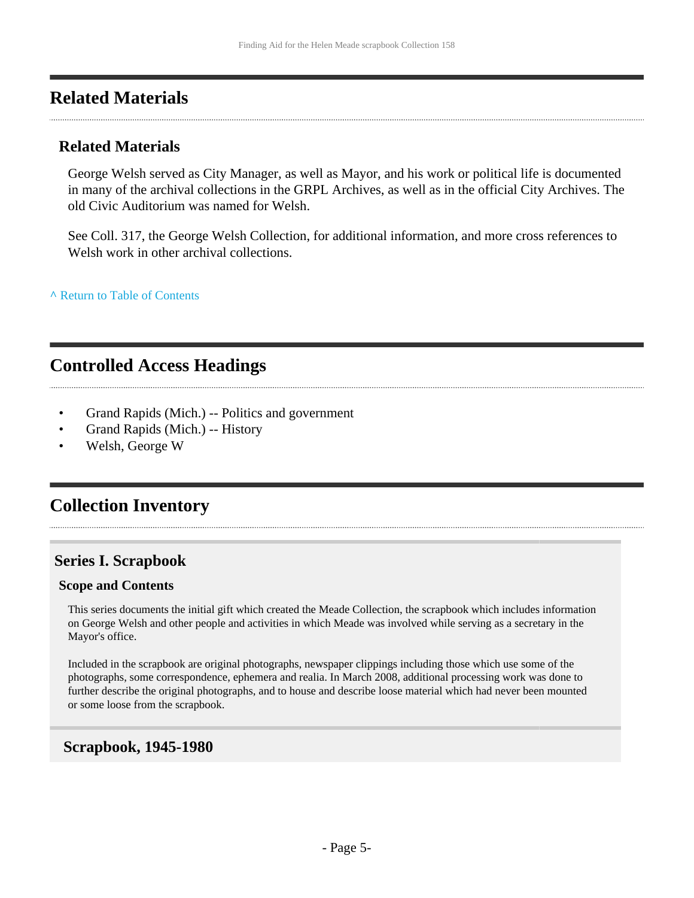## Related Materials

### Related Materials

George Welsh served as City Manager, as well as Mayor, and his work or political life is documented in many of the archival collections in the GRPL Archives, as well as in the official City Archives. The old Civic Auditorium was named for Welsh.

See Coll. 317, the George Welsh Collection, for additional information, and more cross references to Welsh work in other archival collections.

^ Return to Table of Contents

## Controlled Access Headings

- Grand Rapids (Mich.) -- Politics and government
- Grand Rapids (Mich.) -- History
- Welsh, George W

## Collection Inventory

### Series I. Scrapbook

#### Scope and Contents

This series documents the initial gift which created the Meade Collection, the scrapbook which includes information on George Welsh and other people and activities in which Meade was involved while serving as a secretary in the Mayor's office.

Included in the scrapbook are original photographs, newspaper clippings including those which use some of the photographs, some correspondence, ephemera and realia. In March 2008, additional processing work was done to further describe the original photographs, and to house and describe loose material which had never been mounted or some loose from the scrapbook.

### Scrapbook, 1945-1980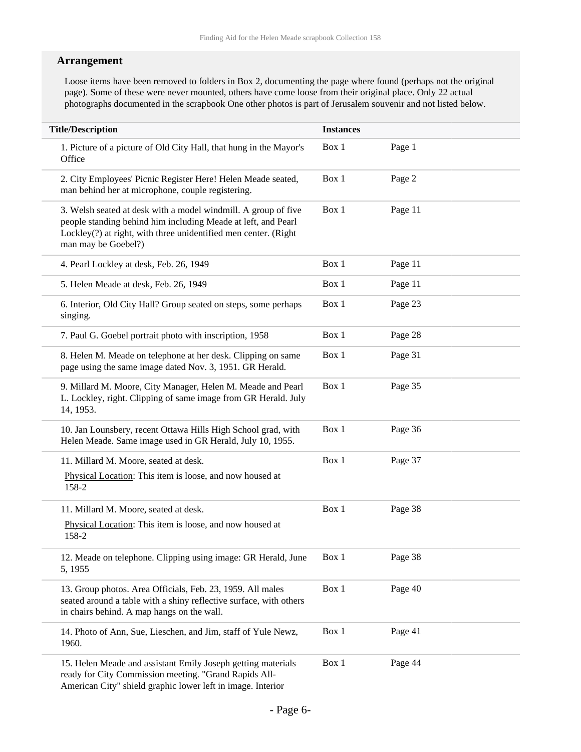## Arrangement

Loose items have been removed to folders in Box 2, documenting the page where found (perhaps not the original page). Some of these were never mounted, others have come loose from their original place. Only 22 actual photographs documented in the scrapbook One other photos is part of Jerusalem souvenir and not listed below.

| Title/Description | Instances | |
|---|---|---|
| 1. Picture of a picture of Old City Hall, that hung in the Mayor's Office | Box 1 | Page 1 |
| 2. City Employees' Picnic Register Here! Helen Meade seated, man behind her at microphone, couple registering. | Box 1 | Page 2 |
| 3. Welsh seated at desk with a model windmill. A group of five people standing behind him including Meade at left, and Pearl Lockley(?) at right, with three unidentified men center. (Right man may be Goebel?) | Box 1 | Page 11 |
| 4. Pearl Lockley at desk, Feb. 26, 1949 | Box 1 | Page 11 |
| 5. Helen Meade at desk, Feb. 26, 1949 | Box 1 | Page 11 |
| 6. Interior, Old City Hall? Group seated on steps, some perhaps singing. | Box 1 | Page 23 |
| 7. Paul G. Goebel portrait photo with inscription, 1958 | Box 1 | Page 28 |
| 8. Helen M. Meade on telephone at her desk. Clipping on same page using the same image dated Nov. 3, 1951. GR Herald. | Box 1 | Page 31 |
| 9. Millard M. Moore, City Manager, Helen M. Meade and Pearl L. Lockley, right. Clipping of same image from GR Herald. July 14, 1953. | Box 1 | Page 35 |
| 10. Jan Lounsbery, recent Ottawa Hills High School grad, with Helen Meade. Same image used in GR Herald, July 10, 1955. | Box 1 | Page 36 |
| 11. Millard M. Moore, seated at desk. Physical Location: This item is loose, and now housed at 158-2 | Box 1 | Page 37 |
| 11. Millard M. Moore, seated at desk. Physical Location: This item is loose, and now housed at 158-2 | Box 1 | Page 38 |
| 12. Meade on telephone. Clipping using image: GR Herald, June 5, 1955 | Box 1 | Page 38 |
| 13. Group photos. Area Officials, Feb. 23, 1959. All males seated around a table with a shiny reflective surface, with others in chairs behind. A map hangs on the wall. | Box 1 | Page 40 |
| 14. Photo of Ann, Sue, Lieschen, and Jim, staff of Yule Newz, 1960. | Box 1 | Page 41 |
| 15. Helen Meade and assistant Emily Joseph getting materials ready for City Commission meeting. "Grand Rapids All-American City" shield graphic lower left in image. Interior | Box 1 | Page 44 |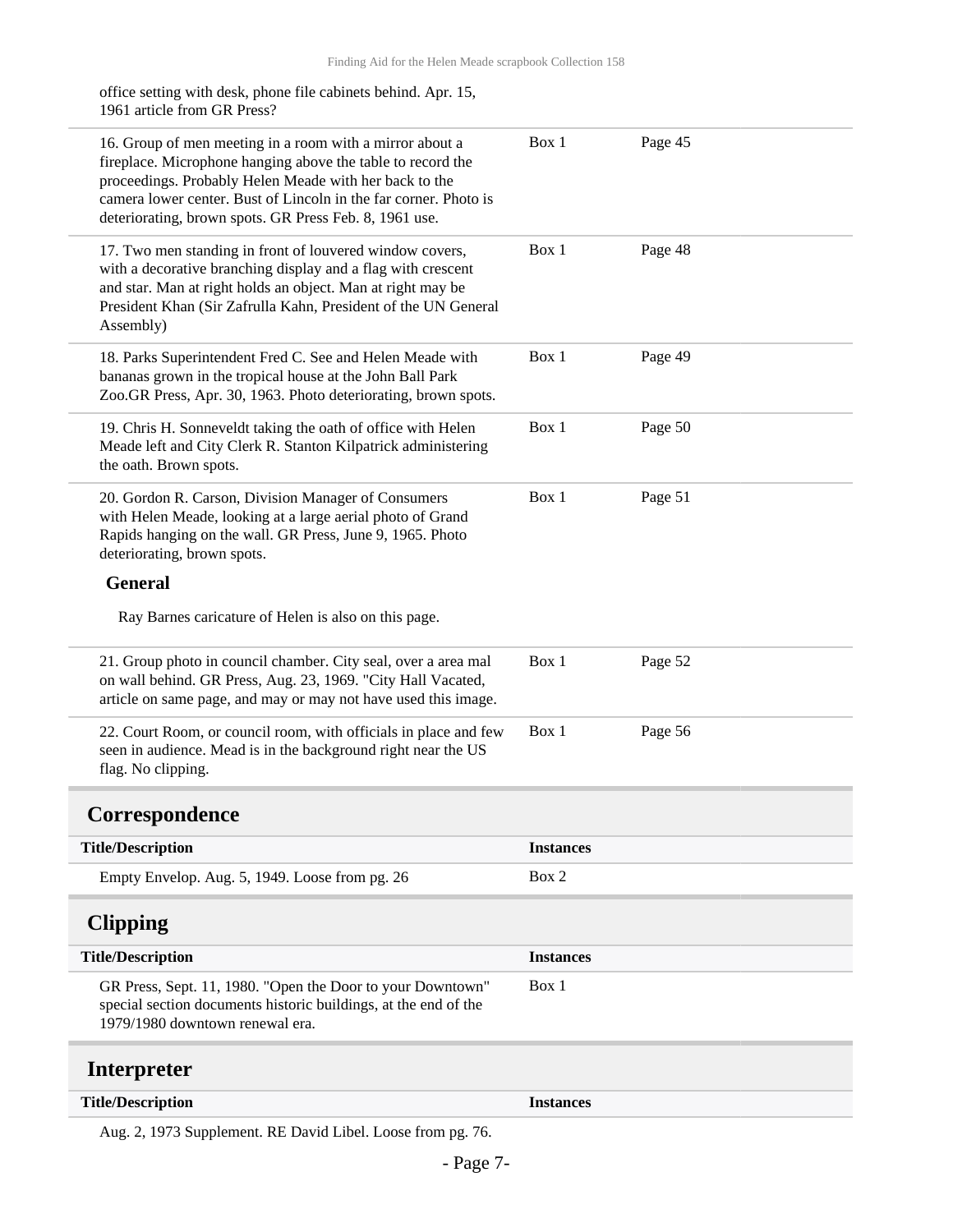office setting with desk, phone file cabinets behind. Apr. 15, 1961 article from GR Press?

| | | |
|---|---|---|
| 16. Group of men meeting in a room with a mirror about a fireplace. Microphone hanging above the table to record the proceedings. Probably Helen Meade with her back to the camera lower center. Bust of Lincoln in the far corner. Photo is deteriorating, brown spots. GR Press Feb. 8, 1961 use. | Box 1 | Page 45 |
| 17. Two men standing in front of louvered window covers, with a decorative branching display and a flag with crescent and star. Man at right holds an object. Man at right may be President Khan (Sir Zafrulla Kahn, President of the UN General Assembly) | Box 1 | Page 48 |
| 18. Parks Superintendent Fred C. See and Helen Meade with bananas grown in the tropical house at the John Ball Park Zoo.GR Press, Apr. 30, 1963. Photo deteriorating, brown spots. | Box 1 | Page 49 |
| 19. Chris H. Sonneveldt taking the oath of office with Helen Meade left and City Clerk R. Stanton Kilpatrick administering the oath. Brown spots. | Box 1 | Page 50 |
| 20. Gordon R. Carson, Division Manager of Consumers with Helen Meade, looking at a large aerial photo of Grand Rapids hanging on the wall. GR Press, June 9, 1965. Photo deteriorating, brown spots. | Box 1 | Page 51 |

**General**

Ray Barnes caricature of Helen is also on this page.

| | | |
|---|---|---|
| 21. Group photo in council chamber. City seal, over a area mal on wall behind. GR Press, Aug. 23, 1969. "City Hall Vacated, article on same page, and may or may not have used this image. | Box 1 | Page 52 |
| 22. Court Room, or council room, with officials in place and few seen in audience. Mead is in the background right near the US flag. No clipping. | Box 1 | Page 56 |

## Correspondence

| Title/Description | Instances |
|---|---|
| Empty Envelop. Aug. 5, 1949. Loose from pg. 26 | Box 2 |

## Clipping

| Title/Description | Instances |
|---|---|
| GR Press, Sept. 11, 1980. "Open the Door to your Downtown" special section documents historic buildings, at the end of the 1979/1980 downtown renewal era. | Box 1 |

## Interpreter

| Title/Description | Instances |
|---|---|
| Aug. 2, 1973 Supplement. RE David Libel. Loose from pg. 76. | |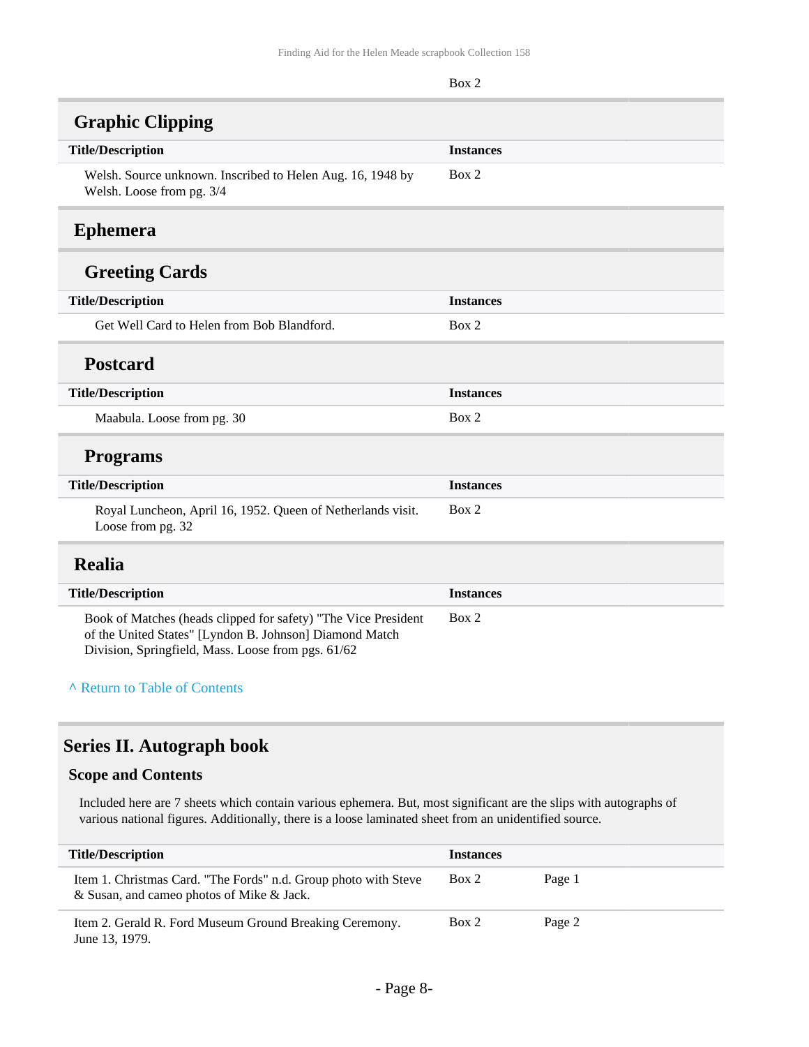| | Box 2 |
|---|---|

## Graphic Clipping

| Title/Description | Instances |
|---|---|
| Welsh. Source unknown. Inscribed to Helen Aug. 16, 1948 by Welsh. Loose from pg. 3/4 | Box 2 |

## Ephemera

### Greeting Cards

| Title/Description | Instances |
|---|---|
| Get Well Card to Helen from Bob Blandford. | Box 2 |

### Postcard

| Title/Description | Instances |
|---|---|
| Maabula. Loose from pg. 30 | Box 2 |

### Programs

| Title/Description | Instances |
|---|---|
| Royal Luncheon, April 16, 1952. Queen of Netherlands visit. Loose from pg. 32 | Box 2 |

## Realia

| Title/Description | Instances |
|---|---|
| Book of Matches (heads clipped for safety) "The Vice President of the United States" [Lyndon B. Johnson] Diamond Match Division, Springfield, Mass. Loose from pgs. 61/62 | Box 2 |

^ Return to Table of Contents

# Series II. Autograph book

## Scope and Contents

Included here are 7 sheets which contain various ephemera. But, most significant are the slips with autographs of various national figures. Additionally, there is a loose laminated sheet from an unidentified source.

| Title/Description | Instances | |
|---|---|---|
| Item 1. Christmas Card. "The Fords" n.d. Group photo with Steve & Susan, and cameo photos of Mike & Jack. | Box 2 | Page 1 |
| Item 2. Gerald R. Ford Museum Ground Breaking Ceremony. June 13, 1979. | Box 2 | Page 2 |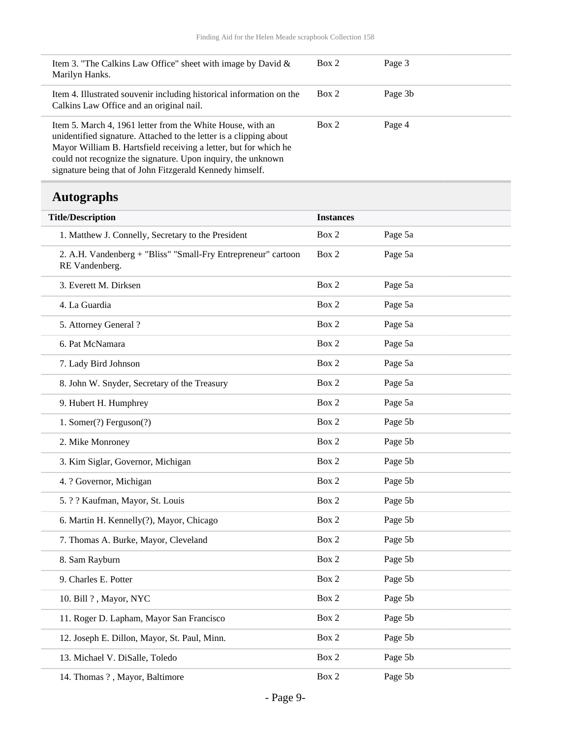| | | |
|---|---|---|
| Item 3. "The Calkins Law Office" sheet with image by David & Marilyn Hanks. | Box 2 | Page 3 |
| Item 4. Illustrated souvenir including historical information on the Calkins Law Office and an original nail. | Box 2 | Page 3b |
| Item 5. March 4, 1961 letter from the White House, with an unidentified signature. Attached to the letter is a clipping about Mayor William B. Hartsfield receiving a letter, but for which he could not recognize the signature. Upon inquiry, the unknown signature being that of John Fitzgerald Kennedy himself. | Box 2 | Page 4 |

## Autographs

| Title/Description | Instances | |
|---|---|---|
| 1. Matthew J. Connelly, Secretary to the President | Box 2 | Page 5a |
| 2. A.H. Vandenberg + "Bliss" "Small-Fry Entrepreneur" cartoon RE Vandenberg. | Box 2 | Page 5a |
| 3. Everett M. Dirksen | Box 2 | Page 5a |
| 4. La Guardia | Box 2 | Page 5a |
| 5. Attorney General ? | Box 2 | Page 5a |
| 6. Pat McNamara | Box 2 | Page 5a |
| 7. Lady Bird Johnson | Box 2 | Page 5a |
| 8. John W. Snyder, Secretary of the Treasury | Box 2 | Page 5a |
| 9. Hubert H. Humphrey | Box 2 | Page 5a |
| 1. Somer(?) Ferguson(?) | Box 2 | Page 5b |
| 2. Mike Monroney | Box 2 | Page 5b |
| 3. Kim Siglar, Governor, Michigan | Box 2 | Page 5b |
| 4. ? Governor, Michigan | Box 2 | Page 5b |
| 5. ? ? Kaufman, Mayor, St. Louis | Box 2 | Page 5b |
| 6. Martin H. Kennelly(?), Mayor, Chicago | Box 2 | Page 5b |
| 7. Thomas A. Burke, Mayor, Cleveland | Box 2 | Page 5b |
| 8. Sam Rayburn | Box 2 | Page 5b |
| 9. Charles E. Potter | Box 2 | Page 5b |
| 10. Bill ? , Mayor, NYC | Box 2 | Page 5b |
| 11. Roger D. Lapham, Mayor San Francisco | Box 2 | Page 5b |
| 12. Joseph E. Dillon, Mayor, St. Paul, Minn. | Box 2 | Page 5b |
| 13. Michael V. DiSalle, Toledo | Box 2 | Page 5b |
| 14. Thomas ? , Mayor, Baltimore | Box 2 | Page 5b |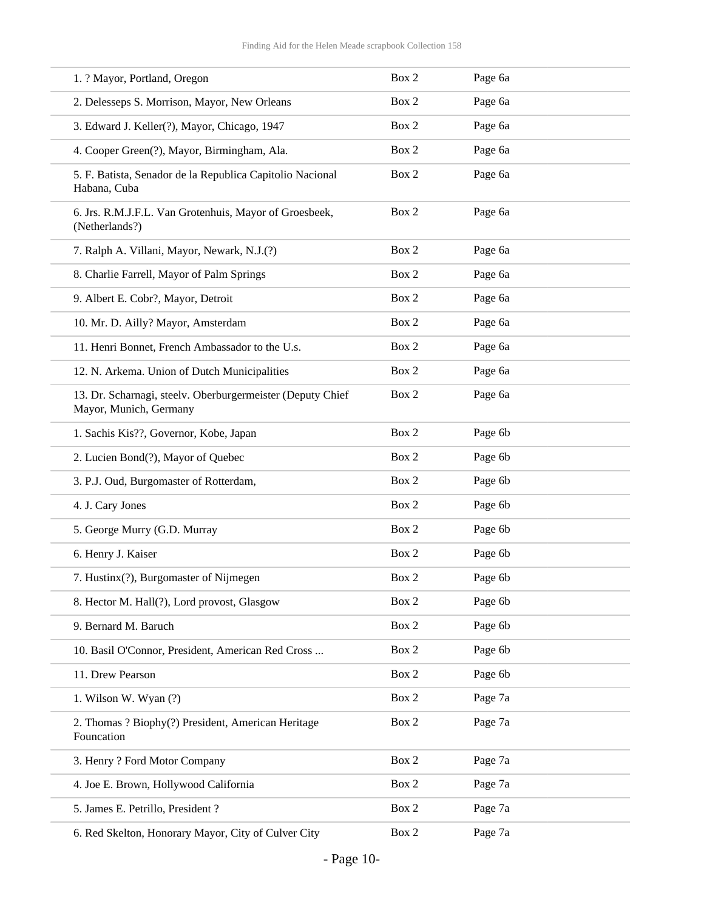| | | |
|---|---|---|
| 1. ? Mayor, Portland, Oregon | Box 2 | Page 6a |
| 2. Delesseps S. Morrison, Mayor, New Orleans | Box 2 | Page 6a |
| 3. Edward J. Keller(?), Mayor, Chicago, 1947 | Box 2 | Page 6a |
| 4. Cooper Green(?), Mayor, Birmingham, Ala. | Box 2 | Page 6a |
| 5. F. Batista, Senador de la Republica Capitolio Nacional Habana, Cuba | Box 2 | Page 6a |
| 6. Jrs. R.M.J.F.L. Van Grotenhuis, Mayor of Groesbeek, (Netherlands?) | Box 2 | Page 6a |
| 7. Ralph A. Villani, Mayor, Newark, N.J.(?) | Box 2 | Page 6a |
| 8. Charlie Farrell, Mayor of Palm Springs | Box 2 | Page 6a |
| 9. Albert E. Cobr?, Mayor, Detroit | Box 2 | Page 6a |
| 10. Mr. D. Ailly? Mayor, Amsterdam | Box 2 | Page 6a |
| 11. Henri Bonnet, French Ambassador to the U.s. | Box 2 | Page 6a |
| 12. N. Arkema. Union of Dutch Municipalities | Box 2 | Page 6a |
| 13. Dr. Scharnagi, steelv. Oberburgermeister (Deputy Chief Mayor, Munich, Germany | Box 2 | Page 6a |
| 1. Sachis Kis??, Governor, Kobe, Japan | Box 2 | Page 6b |
| 2. Lucien Bond(?), Mayor of Quebec | Box 2 | Page 6b |
| 3. P.J. Oud, Burgomaster of Rotterdam, | Box 2 | Page 6b |
| 4. J. Cary Jones | Box 2 | Page 6b |
| 5. George Murry (G.D. Murray | Box 2 | Page 6b |
| 6. Henry J. Kaiser | Box 2 | Page 6b |
| 7. Hustinx(?), Burgomaster of Nijmegen | Box 2 | Page 6b |
| 8. Hector M. Hall(?), Lord provost, Glasgow | Box 2 | Page 6b |
| 9. Bernard M. Baruch | Box 2 | Page 6b |
| 10. Basil O'Connor, President, American Red Cross ... | Box 2 | Page 6b |
| 11. Drew Pearson | Box 2 | Page 6b |
| 1. Wilson W. Wyan (?) | Box 2 | Page 7a |
| 2. Thomas ? Biophy(?) President, American Heritage Founcation | Box 2 | Page 7a |
| 3. Henry ? Ford Motor Company | Box 2 | Page 7a |
| 4. Joe E. Brown, Hollywood California | Box 2 | Page 7a |
| 5. James E. Petrillo, President ? | Box 2 | Page 7a |
| 6. Red Skelton, Honorary Mayor, City of Culver City | Box 2 | Page 7a |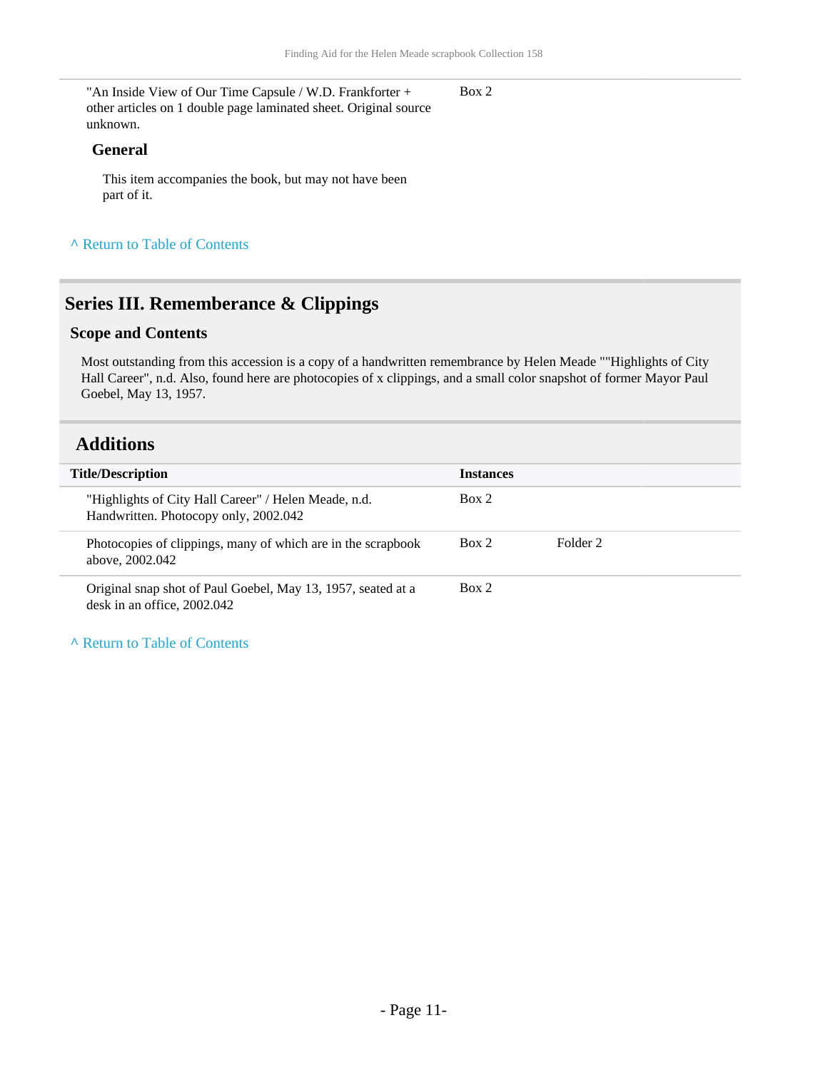| | | |
|---|---|---|
| "An Inside View of Our Time Capsule / W.D. Frankforter + other articles on 1 double page laminated sheet. Original source unknown. | Box 2 | |

**General**

This item accompanies the book, but may not have been part of it.

^ Return to Table of Contents

## Series III. Rememberance & Clippings

### Scope and Contents

Most outstanding from this accession is a copy of a handwritten remembrance by Helen Meade ""Highlights of City Hall Career", n.d. Also, found here are photocopies of x clippings, and a small color snapshot of former Mayor Paul Goebel, May 13, 1957.

### Additions

| Title/Description | Instances | |
|---|---|---|
| "Highlights of City Hall Career" / Helen Meade, n.d. Handwritten. Photocopy only, 2002.042 | Box 2 | |
| Photocopies of clippings, many of which are in the scrapbook above, 2002.042 | Box 2 | Folder 2 |
| Original snap shot of Paul Goebel, May 13, 1957, seated at a desk in an office, 2002.042 | Box 2 | |

^ Return to Table of Contents